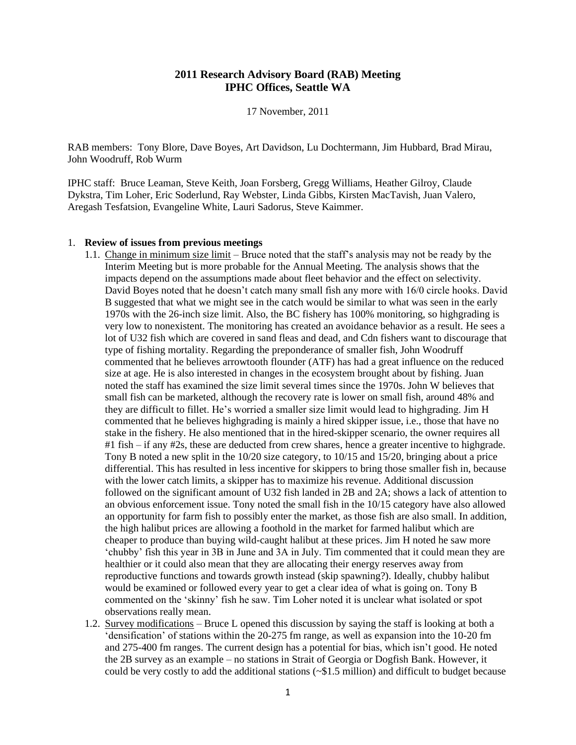# 2011 Research Advisory Board (RAB) Meeting
# IPHC Offices, Seattle WA

17 November, 2011

RAB members: Tony Blore, Dave Boyes, Art Davidson, Lu Dochtermann, Jim Hubbard, Brad Mirau, John Woodruff, Rob Wurm

IPHC staff: Bruce Leaman, Steve Keith, Joan Forsberg, Gregg Williams, Heather Gilroy, Claude Dykstra, Tim Loher, Eric Soderlund, Ray Webster, Linda Gibbs, Kirsten MacTavish, Juan Valero, Aregash Tesfatsion, Evangeline White, Lauri Sadorus, Steve Kaimmer.

1. **Review of issues from previous meetings**
   1.1. Change in minimum size limit – Bruce noted that the staff's analysis may not be ready by the Interim Meeting but is more probable for the Annual Meeting. The analysis shows that the impacts depend on the assumptions made about fleet behavior and the effect on selectivity. David Boyes noted that he doesn't catch many small fish any more with 16/0 circle hooks. David B suggested that what we might see in the catch would be similar to what was seen in the early 1970s with the 26-inch size limit. Also, the BC fishery has 100% monitoring, so highgrading is very low to nonexistent. The monitoring has created an avoidance behavior as a result. He sees a lot of U32 fish which are covered in sand fleas and dead, and Cdn fishers want to discourage that type of fishing mortality. Regarding the preponderance of smaller fish, John Woodruff commented that he believes arrowtooth flounder (ATF) has had a great influence on the reduced size at age. He is also interested in changes in the ecosystem brought about by fishing. Juan noted the staff has examined the size limit several times since the 1970s. John W believes that small fish can be marketed, although the recovery rate is lower on small fish, around 48% and they are difficult to fillet. He's worried a smaller size limit would lead to highgrading. Jim H commented that he believes highgrading is mainly a hired skipper issue, i.e., those that have no stake in the fishery. He also mentioned that in the hired-skipper scenario, the owner requires all #1 fish – if any #2s, these are deducted from crew shares, hence a greater incentive to highgrade. Tony B noted a new split in the 10/20 size category, to 10/15 and 15/20, bringing about a price differential. This has resulted in less incentive for skippers to bring those smaller fish in, because with the lower catch limits, a skipper has to maximize his revenue. Additional discussion followed on the significant amount of U32 fish landed in 2B and 2A; shows a lack of attention to an obvious enforcement issue. Tony noted the small fish in the 10/15 category have also allowed an opportunity for farm fish to possibly enter the market, as those fish are also small. In addition, the high halibut prices are allowing a foothold in the market for farmed halibut which are cheaper to produce than buying wild-caught halibut at these prices. Jim H noted he saw more 'chubby' fish this year in 3B in June and 3A in July. Tim commented that it could mean they are healthier or it could also mean that they are allocating their energy reserves away from reproductive functions and towards growth instead (skip spawning?). Ideally, chubby halibut would be examined or followed every year to get a clear idea of what is going on. Tony B commented on the 'skinny' fish he saw. Tim Loher noted it is unclear what isolated or spot observations really mean.
   1.2. Survey modifications – Bruce L opened this discussion by saying the staff is looking at both a 'densification' of stations within the 20-275 fm range, as well as expansion into the 10-20 fm and 275-400 fm ranges. The current design has a potential for bias, which isn't good. He noted the 2B survey as an example – no stations in Strait of Georgia or Dogfish Bank. However, it could be very costly to add the additional stations (~$1.5 million) and difficult to budget because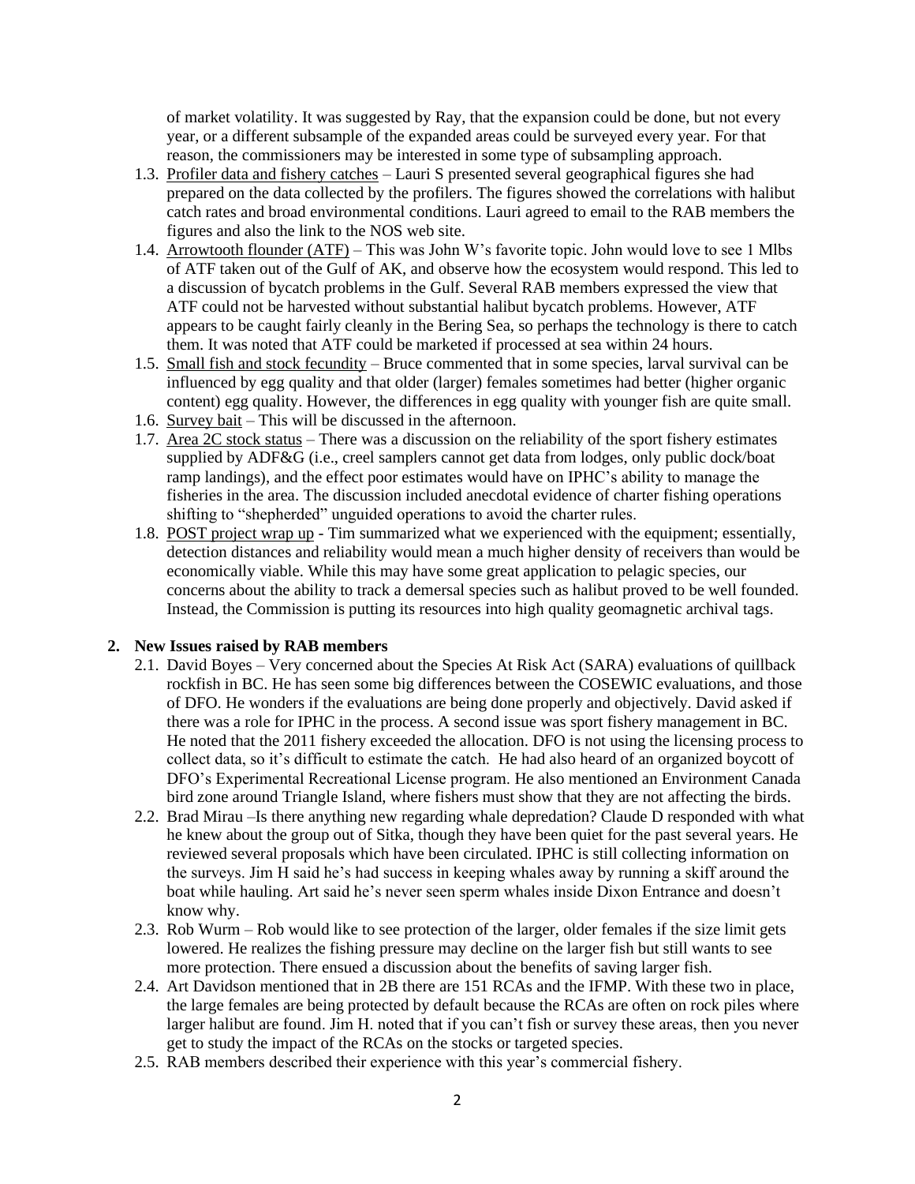of market volatility. It was suggested by Ray, that the expansion could be done, but not every year, or a different subsample of the expanded areas could be surveyed every year. For that reason, the commissioners may be interested in some type of subsampling approach.

1.3. Profiler data and fishery catches – Lauri S presented several geographical figures she had prepared on the data collected by the profilers. The figures showed the correlations with halibut catch rates and broad environmental conditions. Lauri agreed to email to the RAB members the figures and also the link to the NOS web site.

1.4. Arrowtooth flounder (ATF) – This was John W's favorite topic. John would love to see 1 Mlbs of ATF taken out of the Gulf of AK, and observe how the ecosystem would respond. This led to a discussion of bycatch problems in the Gulf. Several RAB members expressed the view that ATF could not be harvested without substantial halibut bycatch problems. However, ATF appears to be caught fairly cleanly in the Bering Sea, so perhaps the technology is there to catch them. It was noted that ATF could be marketed if processed at sea within 24 hours.

1.5. Small fish and stock fecundity – Bruce commented that in some species, larval survival can be influenced by egg quality and that older (larger) females sometimes had better (higher organic content) egg quality. However, the differences in egg quality with younger fish are quite small.

1.6. Survey bait – This will be discussed in the afternoon.

1.7. Area 2C stock status – There was a discussion on the reliability of the sport fishery estimates supplied by ADF&G (i.e., creel samplers cannot get data from lodges, only public dock/boat ramp landings), and the effect poor estimates would have on IPHC's ability to manage the fisheries in the area. The discussion included anecdotal evidence of charter fishing operations shifting to "shepherded" unguided operations to avoid the charter rules.

1.8. POST project wrap up - Tim summarized what we experienced with the equipment; essentially, detection distances and reliability would mean a much higher density of receivers than would be economically viable. While this may have some great application to pelagic species, our concerns about the ability to track a demersal species such as halibut proved to be well founded. Instead, the Commission is putting its resources into high quality geomagnetic archival tags.

**2. New Issues raised by RAB members**

2.1. David Boyes – Very concerned about the Species At Risk Act (SARA) evaluations of quillback rockfish in BC. He has seen some big differences between the COSEWIC evaluations, and those of DFO. He wonders if the evaluations are being done properly and objectively. David asked if there was a role for IPHC in the process. A second issue was sport fishery management in BC. He noted that the 2011 fishery exceeded the allocation. DFO is not using the licensing process to collect data, so it's difficult to estimate the catch. He had also heard of an organized boycott of DFO's Experimental Recreational License program. He also mentioned an Environment Canada bird zone around Triangle Island, where fishers must show that they are not affecting the birds.

2.2. Brad Mirau –Is there anything new regarding whale depredation? Claude D responded with what he knew about the group out of Sitka, though they have been quiet for the past several years. He reviewed several proposals which have been circulated. IPHC is still collecting information on the surveys. Jim H said he's had success in keeping whales away by running a skiff around the boat while hauling. Art said he's never seen sperm whales inside Dixon Entrance and doesn't know why.

2.3. Rob Wurm – Rob would like to see protection of the larger, older females if the size limit gets lowered. He realizes the fishing pressure may decline on the larger fish but still wants to see more protection. There ensued a discussion about the benefits of saving larger fish.

2.4. Art Davidson mentioned that in 2B there are 151 RCAs and the IFMP. With these two in place, the large females are being protected by default because the RCAs are often on rock piles where larger halibut are found. Jim H. noted that if you can't fish or survey these areas, then you never get to study the impact of the RCAs on the stocks or targeted species.

2.5. RAB members described their experience with this year's commercial fishery.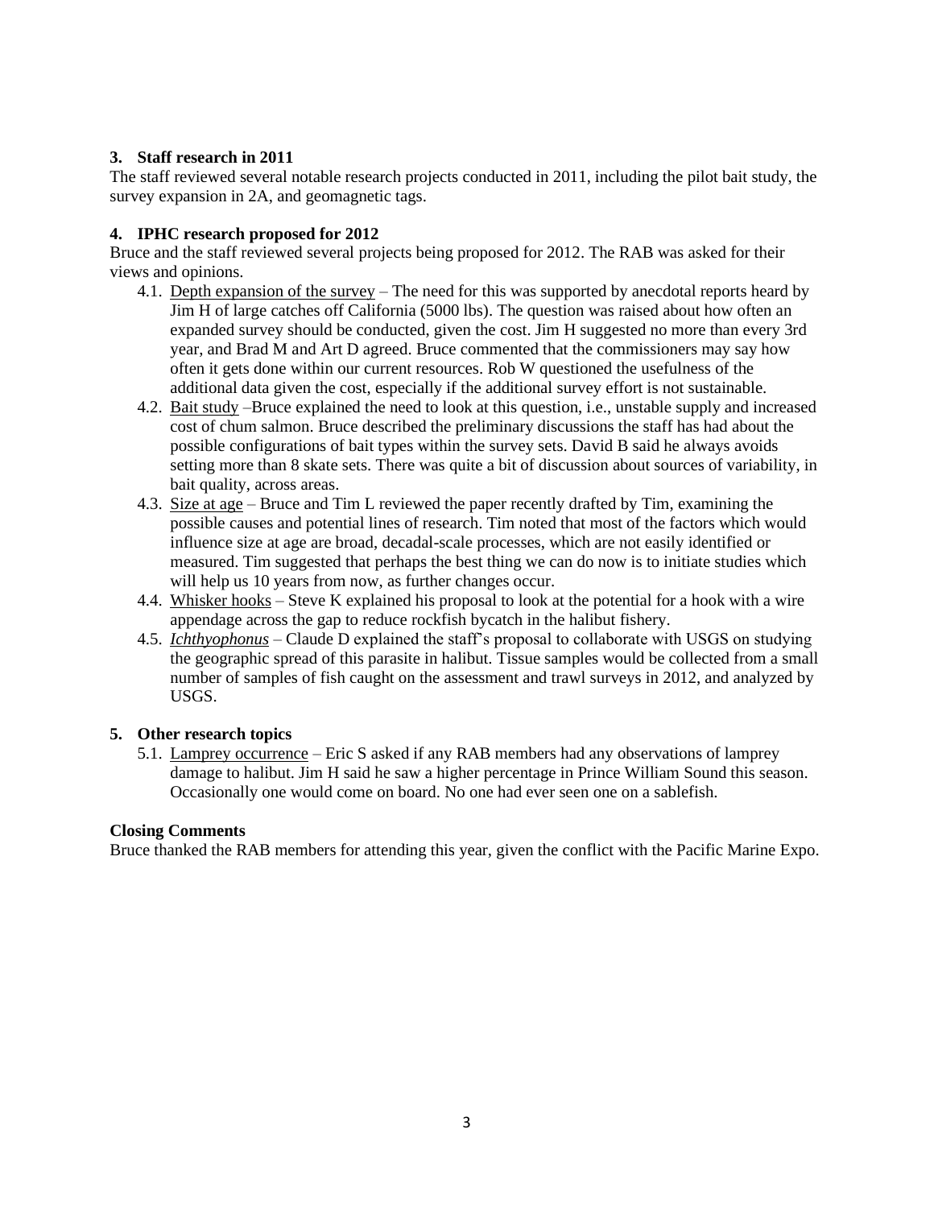**3. Staff research in 2011**

The staff reviewed several notable research projects conducted in 2011, including the pilot bait study, the survey expansion in 2A, and geomagnetic tags.

**4. IPHC research proposed for 2012**

Bruce and the staff reviewed several projects being proposed for 2012. The RAB was asked for their views and opinions.

4.1. Depth expansion of the survey – The need for this was supported by anecdotal reports heard by Jim H of large catches off California (5000 lbs). The question was raised about how often an expanded survey should be conducted, given the cost. Jim H suggested no more than every 3rd year, and Brad M and Art D agreed. Bruce commented that the commissioners may say how often it gets done within our current resources. Rob W questioned the usefulness of the additional data given the cost, especially if the additional survey effort is not sustainable.

4.2. Bait study –Bruce explained the need to look at this question, i.e., unstable supply and increased cost of chum salmon. Bruce described the preliminary discussions the staff has had about the possible configurations of bait types within the survey sets. David B said he always avoids setting more than 8 skate sets. There was quite a bit of discussion about sources of variability, in bait quality, across areas.

4.3. Size at age – Bruce and Tim L reviewed the paper recently drafted by Tim, examining the possible causes and potential lines of research. Tim noted that most of the factors which would influence size at age are broad, decadal-scale processes, which are not easily identified or measured. Tim suggested that perhaps the best thing we can do now is to initiate studies which will help us 10 years from now, as further changes occur.

4.4. Whisker hooks – Steve K explained his proposal to look at the potential for a hook with a wire appendage across the gap to reduce rockfish bycatch in the halibut fishery.

4.5. *Ichthyophonus* – Claude D explained the staff's proposal to collaborate with USGS on studying the geographic spread of this parasite in halibut. Tissue samples would be collected from a small number of samples of fish caught on the assessment and trawl surveys in 2012, and analyzed by USGS.

**5. Other research topics**

5.1. Lamprey occurrence – Eric S asked if any RAB members had any observations of lamprey damage to halibut. Jim H said he saw a higher percentage in Prince William Sound this season. Occasionally one would come on board. No one had ever seen one on a sablefish.

**Closing Comments**

Bruce thanked the RAB members for attending this year, given the conflict with the Pacific Marine Expo.